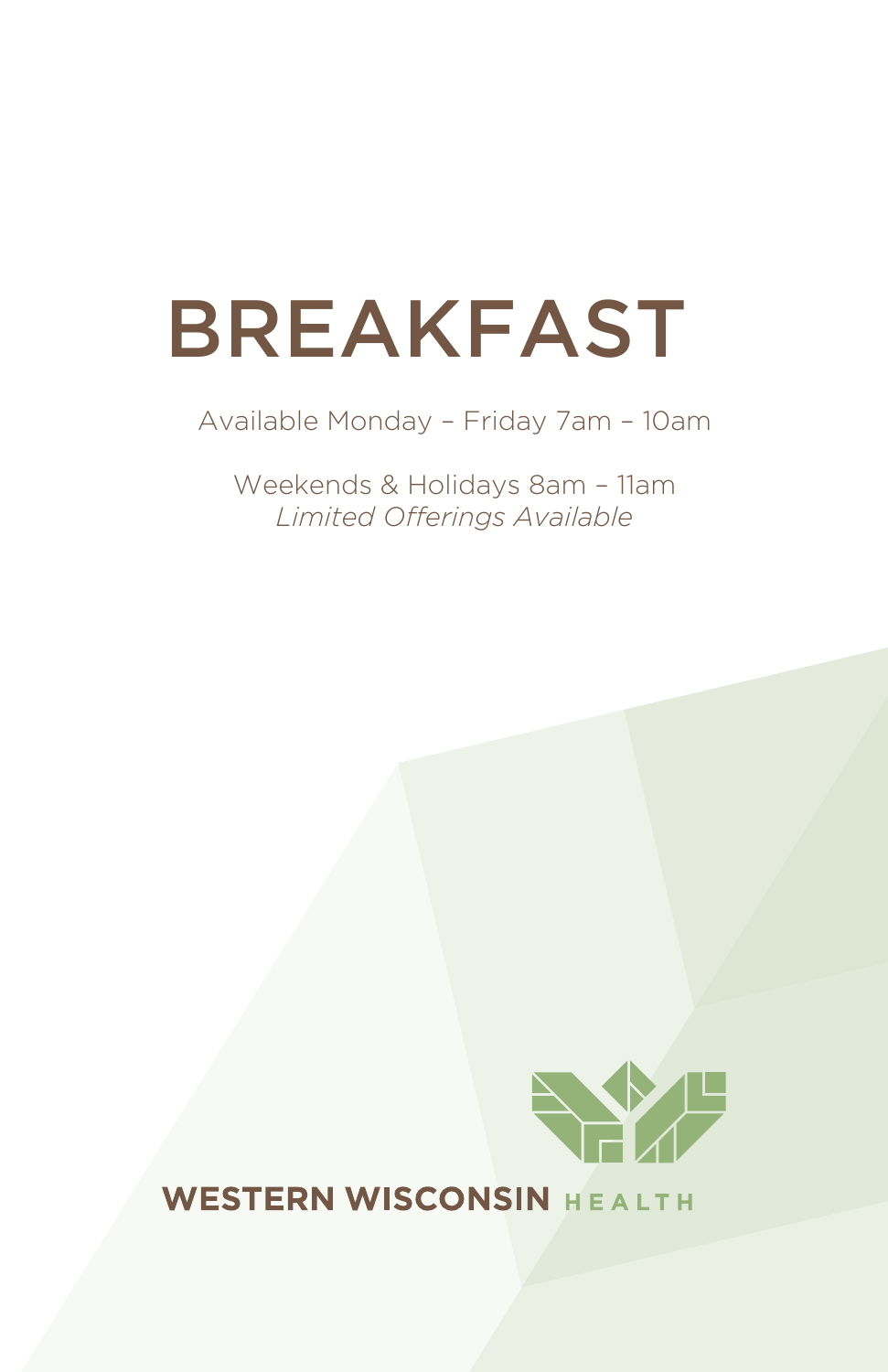# BREAKFAST

Available Monday – Friday 7am – 10am

Weekends & Holidays 8am – 11am
*Limited Offerings Available*

**WESTERN WISCONSIN** HEALTH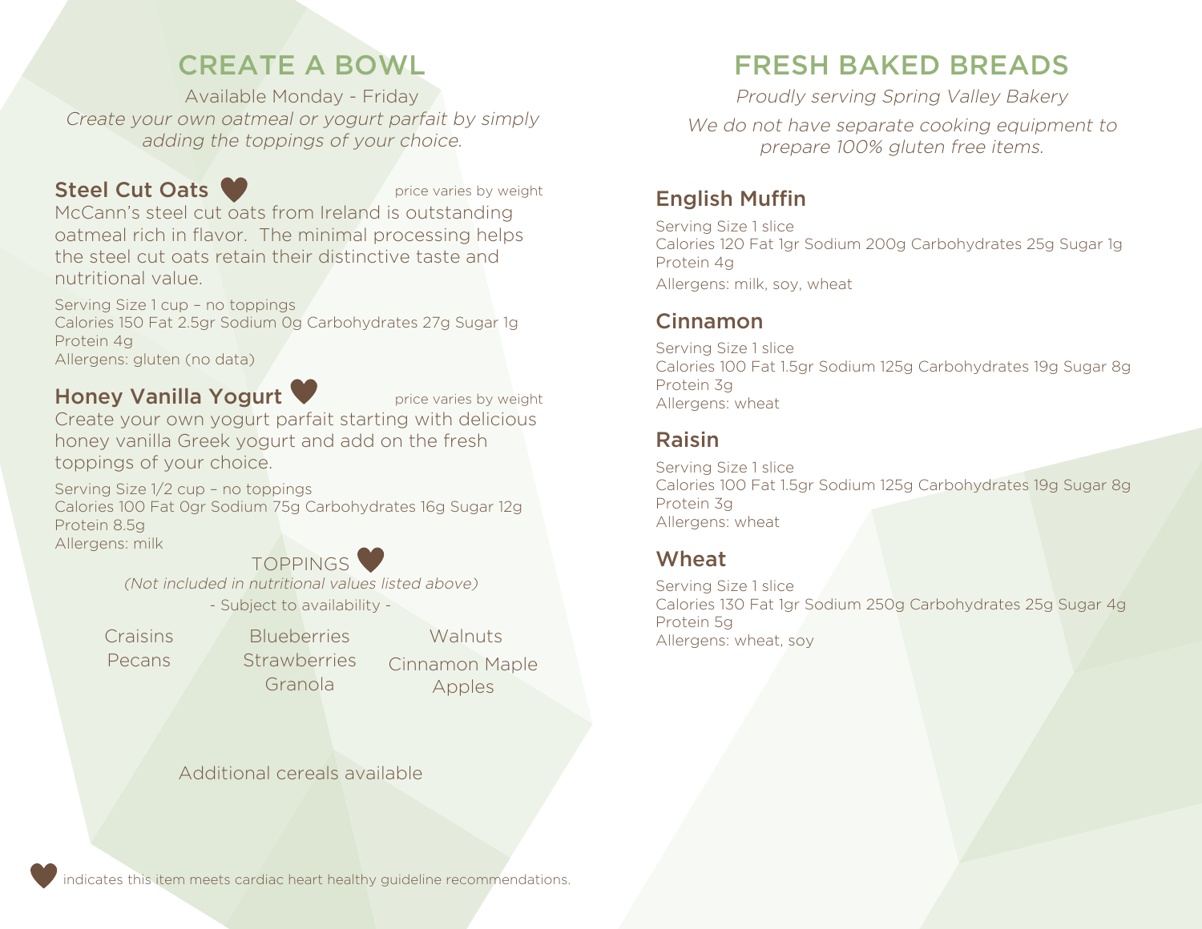# CREATE A BOWL

Available Monday - Friday

*Create your own oatmeal or yogurt parfait by simply adding the toppings of your choice.*

### Steel Cut Oats ♥

price varies by weight

McCann's steel cut oats from Ireland is outstanding oatmeal rich in flavor. The minimal processing helps the steel cut oats retain their distinctive taste and nutritional value.

Serving Size 1 cup – no toppings
Calories 150 Fat 2.5gr Sodium 0g Carbohydrates 27g Sugar 1g
Protein 4g
Allergens: gluten (no data)

### Honey Vanilla Yogurt ♥

price varies by weight

Create your own yogurt parfait starting with delicious honey vanilla Greek yogurt and add on the fresh toppings of your choice.

Serving Size 1/2 cup – no toppings
Calories 100 Fat 0gr Sodium 75g Carbohydrates 16g Sugar 12g
Protein 8.5g
Allergens: milk

### TOPPINGS ♥

*(Not included in nutritional values listed above)*

- Subject to availability -

Craisins
Pecans
Blueberries
Strawberries
Granola
Walnuts
Cinnamon Maple Apples

Additional cereals available

♥ indicates this item meets cardiac heart healthy guideline recommendations.

# FRESH BAKED BREADS

*Proudly serving Spring Valley Bakery*

*We do not have separate cooking equipment to prepare 100% gluten free items.*

### English Muffin

Serving Size 1 slice
Calories 120 Fat 1gr Sodium 200g Carbohydrates 25g Sugar 1g
Protein 4g
Allergens: milk, soy, wheat

### Cinnamon

Serving Size 1 slice
Calories 100 Fat 1.5gr Sodium 125g Carbohydrates 19g Sugar 8g
Protein 3g
Allergens: wheat

### Raisin

Serving Size 1 slice
Calories 100 Fat 1.5gr Sodium 125g Carbohydrates 19g Sugar 8g
Protein 3g
Allergens: wheat

### Wheat

Serving Size 1 slice
Calories 130 Fat 1gr Sodium 250g Carbohydrates 25g Sugar 4g
Protein 5g
Allergens: wheat, soy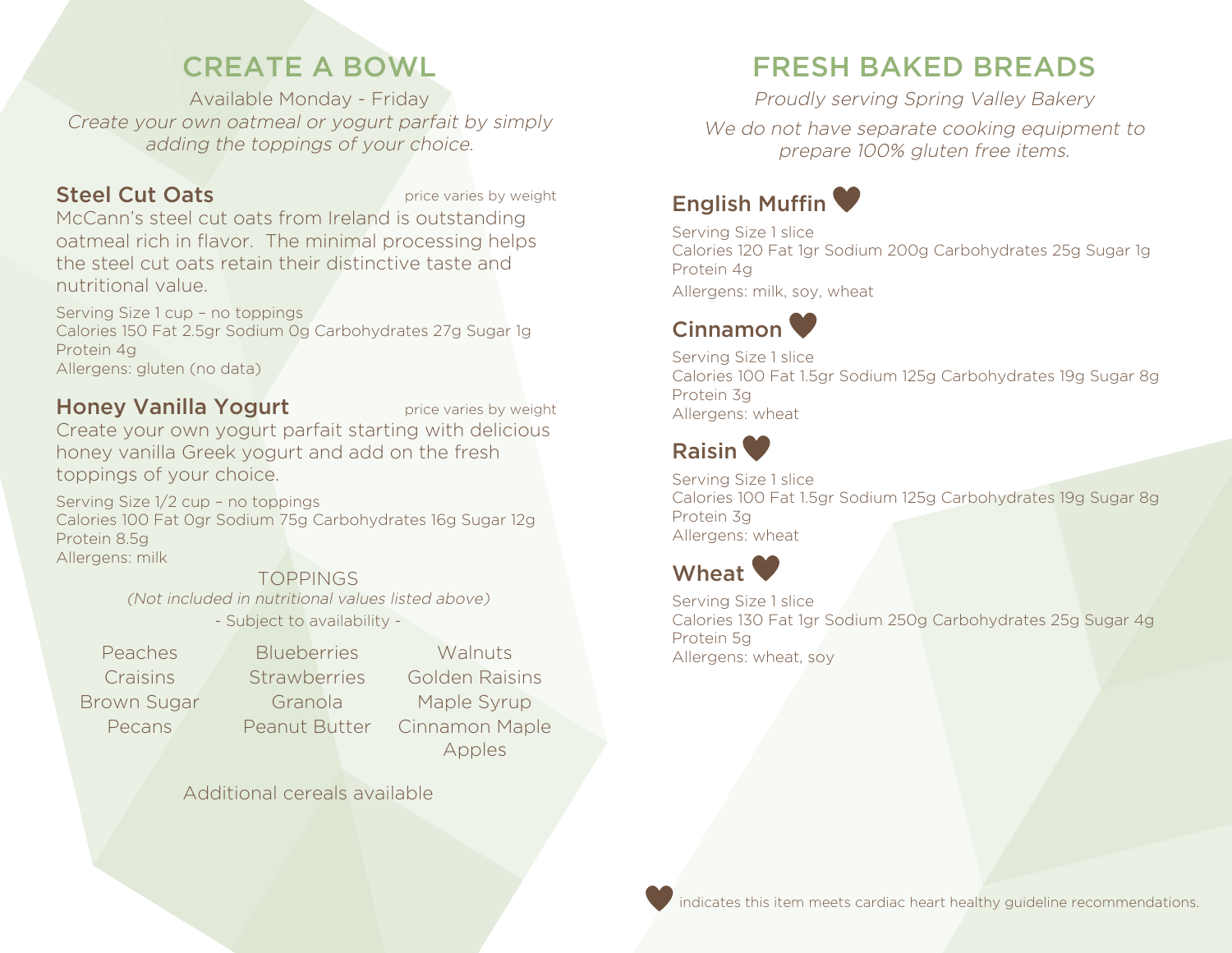# CREATE A BOWL

Available Monday - Friday

*Create your own oatmeal or yogurt parfait by simply adding the toppings of your choice.*

## Steel Cut Oats

price varies by weight

McCann's steel cut oats from Ireland is outstanding oatmeal rich in flavor. The minimal processing helps the steel cut oats retain their distinctive taste and nutritional value.

Serving Size 1 cup – no toppings
Calories 150 Fat 2.5gr Sodium 0g Carbohydrates 27g Sugar 1g
Protein 4g
Allergens: gluten (no data)

## Honey Vanilla Yogurt

price varies by weight

Create your own yogurt parfait starting with delicious honey vanilla Greek yogurt and add on the fresh toppings of your choice.

Serving Size 1/2 cup – no toppings
Calories 100 Fat 0gr Sodium 75g Carbohydrates 16g Sugar 12g
Protein 8.5g
Allergens: milk

### TOPPINGS

*(Not included in nutritional values listed above)*

- Subject to availability -

| | | |
|---|---|---|
| Peaches | Blueberries | Walnuts |
| Craisins | Strawberries | Golden Raisins |
| Brown Sugar | Granola | Maple Syrup |
| Pecans | Peanut Butter | Cinnamon Maple Apples |

Additional cereals available

# FRESH BAKED BREADS

*Proudly serving Spring Valley Bakery*

*We do not have separate cooking equipment to prepare 100% gluten free items.*

## English Muffin ♥

Serving Size 1 slice
Calories 120 Fat 1gr Sodium 200g Carbohydrates 25g Sugar 1g
Protein 4g
Allergens: milk, soy, wheat

## Cinnamon ♥

Serving Size 1 slice
Calories 100 Fat 1.5gr Sodium 125g Carbohydrates 19g Sugar 8g
Protein 3g
Allergens: wheat

## Raisin ♥

Serving Size 1 slice
Calories 100 Fat 1.5gr Sodium 125g Carbohydrates 19g Sugar 8g
Protein 3g
Allergens: wheat

## Wheat ♥

Serving Size 1 slice
Calories 130 Fat 1gr Sodium 250g Carbohydrates 25g Sugar 4g
Protein 5g
Allergens: wheat, soy

♥ indicates this item meets cardiac heart healthy guideline recommendations.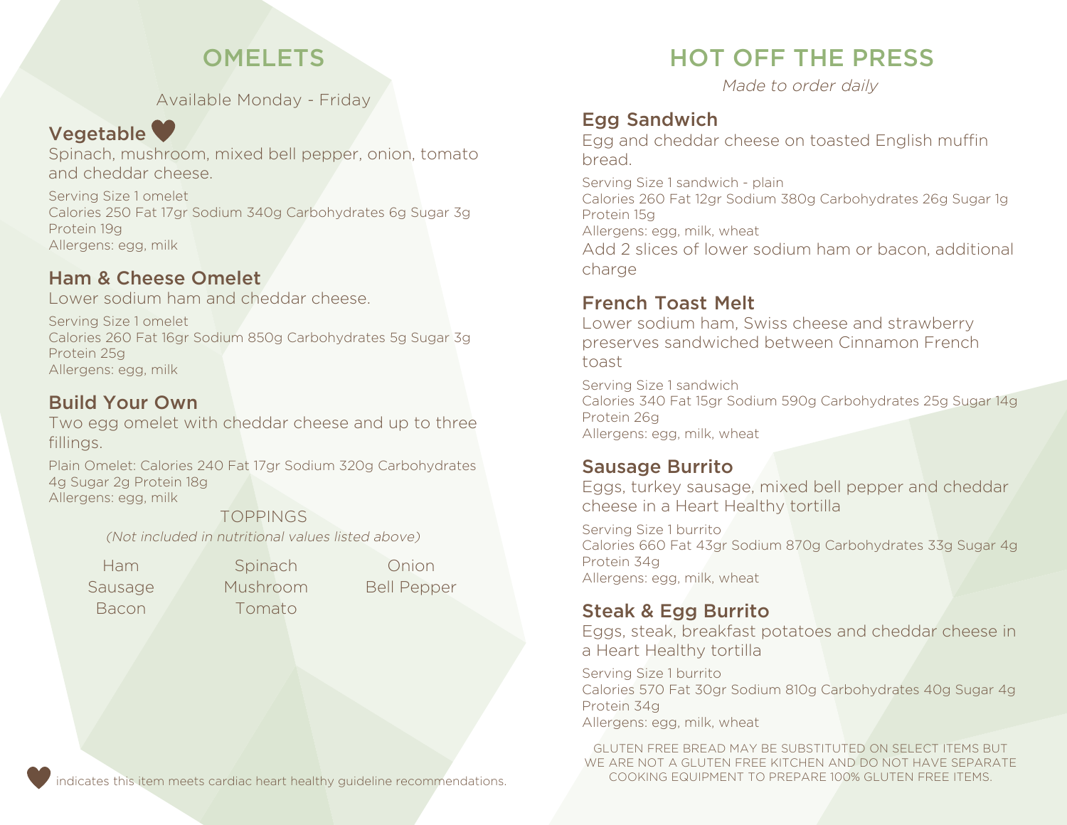## OMELETS

Available Monday - Friday

### Vegetable ♥

Spinach, mushroom, mixed bell pepper, onion, tomato and cheddar cheese.

Serving Size 1 omelet
Calories 250 Fat 17gr Sodium 340g Carbohydrates 6g Sugar 3g Protein 19g
Allergens: egg, milk

### Ham & Cheese Omelet

Lower sodium ham and cheddar cheese.

Serving Size 1 omelet
Calories 260 Fat 16gr Sodium 850g Carbohydrates 5g Sugar 3g Protein 25g
Allergens: egg, milk

### Build Your Own

Two egg omelet with cheddar cheese and up to three fillings.

Plain Omelet: Calories 240 Fat 17gr Sodium 320g Carbohydrates 4g Sugar 2g Protein 18g
Allergens: egg, milk

TOPPINGS

*(Not included in nutritional values listed above)*

| | | |
|---|---|---|
| Ham | Spinach | Onion |
| Sausage | Mushroom | Bell Pepper |
| Bacon | Tomato | |

♥ indicates this item meets cardiac heart healthy guideline recommendations.

## HOT OFF THE PRESS

*Made to order daily*

### Egg Sandwich

Egg and cheddar cheese on toasted English muffin bread.

Serving Size 1 sandwich - plain
Calories 260 Fat 12gr Sodium 380g Carbohydrates 26g Sugar 1g Protein 15g
Allergens: egg, milk, wheat

Add 2 slices of lower sodium ham or bacon, additional charge

### French Toast Melt

Lower sodium ham, Swiss cheese and strawberry preserves sandwiched between Cinnamon French toast

Serving Size 1 sandwich
Calories 340 Fat 15gr Sodium 590g Carbohydrates 25g Sugar 14g Protein 26g
Allergens: egg, milk, wheat

### Sausage Burrito

Eggs, turkey sausage, mixed bell pepper and cheddar cheese in a Heart Healthy tortilla

Serving Size 1 burrito
Calories 660 Fat 43gr Sodium 870g Carbohydrates 33g Sugar 4g Protein 34g
Allergens: egg, milk, wheat

### Steak & Egg Burrito

Eggs, steak, breakfast potatoes and cheddar cheese in a Heart Healthy tortilla

Serving Size 1 burrito
Calories 570 Fat 30gr Sodium 810g Carbohydrates 40g Sugar 4g Protein 34g
Allergens: egg, milk, wheat

GLUTEN FREE BREAD MAY BE SUBSTITUTED ON SELECT ITEMS BUT WE ARE NOT A GLUTEN FREE KITCHEN AND DO NOT HAVE SEPARATE COOKING EQUIPMENT TO PREPARE 100% GLUTEN FREE ITEMS.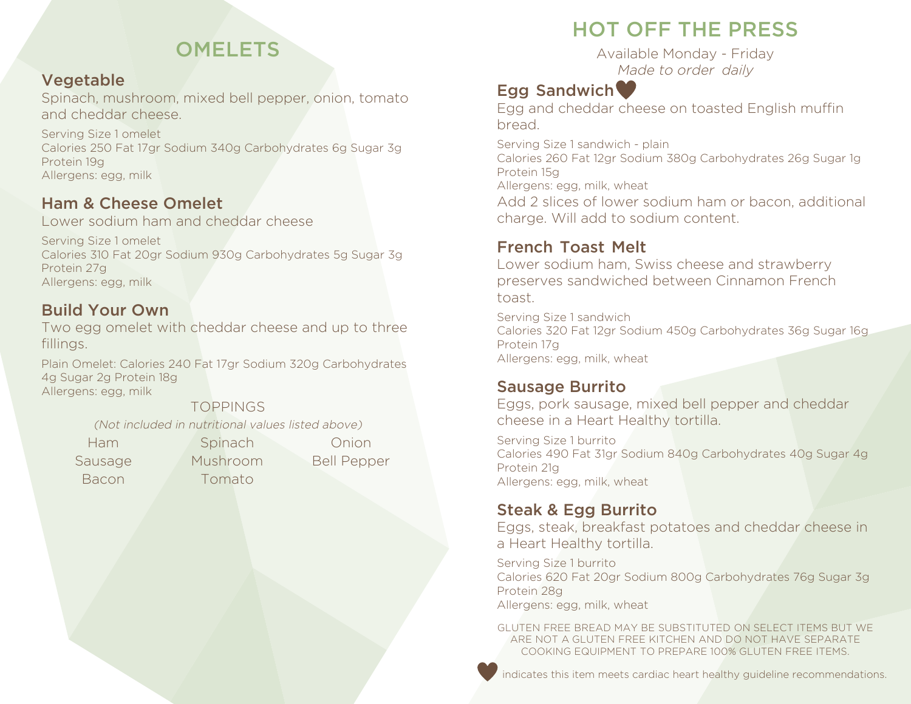## OMELETS

### Vegetable

Spinach, mushroom, mixed bell pepper, onion, tomato and cheddar cheese.

Serving Size 1 omelet
Calories 250 Fat 17gr Sodium 340g Carbohydrates 6g Sugar 3g Protein 19g
Allergens: egg, milk

### Ham & Cheese Omelet

Lower sodium ham and cheddar cheese

Serving Size 1 omelet
Calories 310 Fat 20gr Sodium 930g Carbohydrates 5g Sugar 3g Protein 27g
Allergens: egg, milk

### Build Your Own

Two egg omelet with cheddar cheese and up to three fillings.

Plain Omelet: Calories 240 Fat 17gr Sodium 320g Carbohydrates 4g Sugar 2g Protein 18g
Allergens: egg, milk

TOPPINGS

*(Not included in nutritional values listed above)*

| | | |
|---|---|---|
| Ham | Spinach | Onion |
| Sausage | Mushroom | Bell Pepper |
| Bacon | Tomato | |

## HOT OFF THE PRESS

Available Monday - Friday
*Made to order daily*

### Egg Sandwich ♥

Egg and cheddar cheese on toasted English muffin bread.

Serving Size 1 sandwich - plain
Calories 260 Fat 12gr Sodium 380g Carbohydrates 26g Sugar 1g Protein 15g
Allergens: egg, milk, wheat

Add 2 slices of lower sodium ham or bacon, additional charge. Will add to sodium content.

### French Toast Melt

Lower sodium ham, Swiss cheese and strawberry preserves sandwiched between Cinnamon French toast.

Serving Size 1 sandwich
Calories 320 Fat 12gr Sodium 450g Carbohydrates 36g Sugar 16g Protein 17g
Allergens: egg, milk, wheat

### Sausage Burrito

Eggs, pork sausage, mixed bell pepper and cheddar cheese in a Heart Healthy tortilla.

Serving Size 1 burrito
Calories 490 Fat 31gr Sodium 840g Carbohydrates 40g Sugar 4g Protein 21g
Allergens: egg, milk, wheat

### Steak & Egg Burrito

Eggs, steak, breakfast potatoes and cheddar cheese in a Heart Healthy tortilla.

Serving Size 1 burrito
Calories 620 Fat 20gr Sodium 800g Carbohydrates 76g Sugar 3g Protein 28g
Allergens: egg, milk, wheat

GLUTEN FREE BREAD MAY BE SUBSTITUTED ON SELECT ITEMS BUT WE ARE NOT A GLUTEN FREE KITCHEN AND DO NOT HAVE SEPARATE COOKING EQUIPMENT TO PREPARE 100% GLUTEN FREE ITEMS.

♥ indicates this item meets cardiac heart healthy guideline recommendations.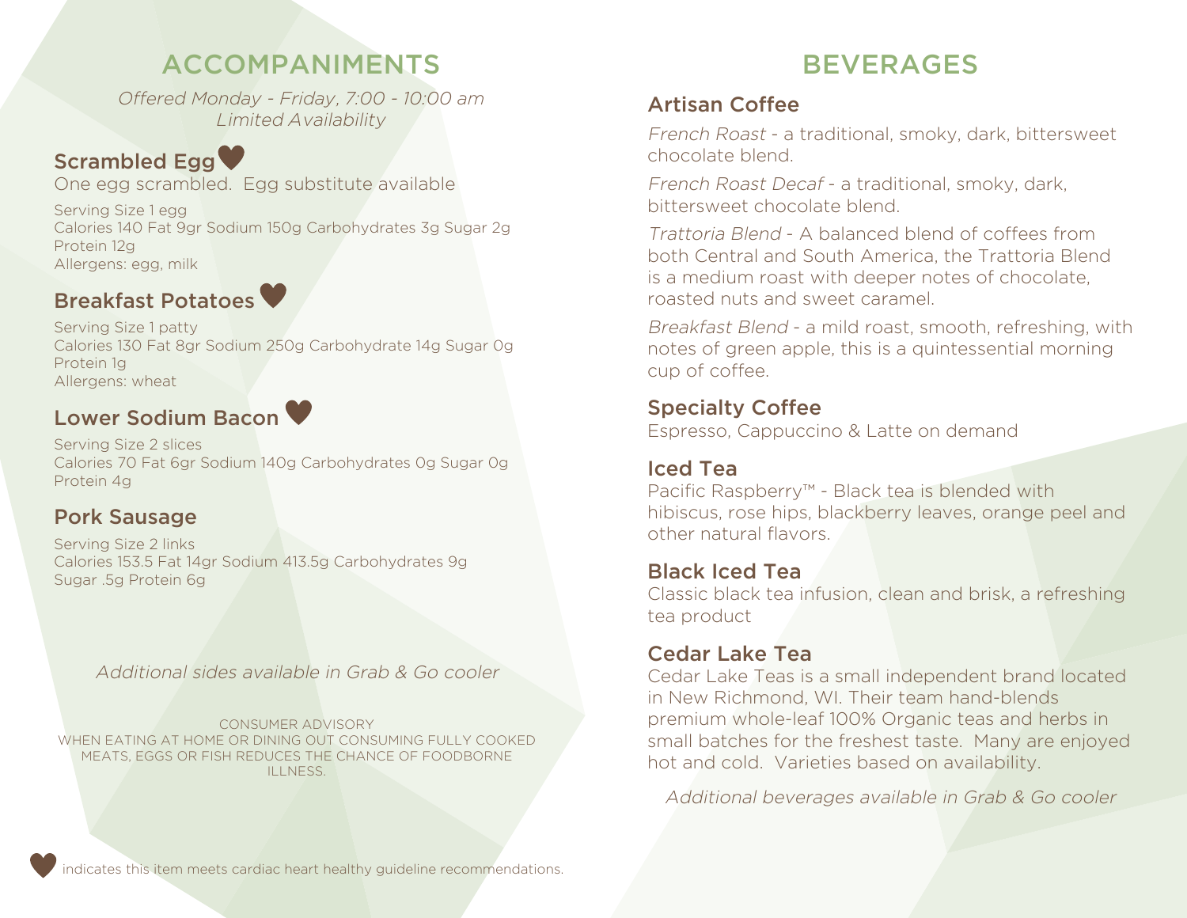## ACCOMPANIMENTS

*Offered Monday - Friday, 7:00 - 10:00 am*
*Limited Availability*

### Scrambled Egg ♥

One egg scrambled. Egg substitute available

Serving Size 1 egg
Calories 140 Fat 9gr Sodium 150g Carbohydrates 3g Sugar 2g Protein 12g
Allergens: egg, milk

### Breakfast Potatoes ♥

Serving Size 1 patty
Calories 130 Fat 8gr Sodium 250g Carbohydrate 14g Sugar 0g Protein 1g
Allergens: wheat

### Lower Sodium Bacon ♥

Serving Size 2 slices
Calories 70 Fat 6gr Sodium 140g Carbohydrates 0g Sugar 0g Protein 4g

### Pork Sausage

Serving Size 2 links
Calories 153.5 Fat 14gr Sodium 413.5g Carbohydrates 9g Sugar .5g Protein 6g

*Additional sides available in Grab & Go cooler*

CONSUMER ADVISORY
WHEN EATING AT HOME OR DINING OUT CONSUMING FULLY COOKED MEATS, EGGS OR FISH REDUCES THE CHANCE OF FOODBORNE ILLNESS.

♥ indicates this item meets cardiac heart healthy guideline recommendations.

## BEVERAGES

### Artisan Coffee

*French Roast* - a traditional, smoky, dark, bittersweet chocolate blend.

*French Roast Decaf* - a traditional, smoky, dark, bittersweet chocolate blend.

*Trattoria Blend* - A balanced blend of coffees from both Central and South America, the Trattoria Blend is a medium roast with deeper notes of chocolate, roasted nuts and sweet caramel.

*Breakfast Blend* - a mild roast, smooth, refreshing, with notes of green apple, this is a quintessential morning cup of coffee.

### Specialty Coffee

Espresso, Cappuccino & Latte on demand

### Iced Tea

Pacific Raspberry™ - Black tea is blended with hibiscus, rose hips, blackberry leaves, orange peel and other natural flavors.

### Black Iced Tea

Classic black tea infusion, clean and brisk, a refreshing tea product

### Cedar Lake Tea

Cedar Lake Teas is a small independent brand located in New Richmond, WI. Their team hand-blends premium whole-leaf 100% Organic teas and herbs in small batches for the freshest taste. Many are enjoyed hot and cold. Varieties based on availability.

*Additional beverages available in Grab & Go cooler*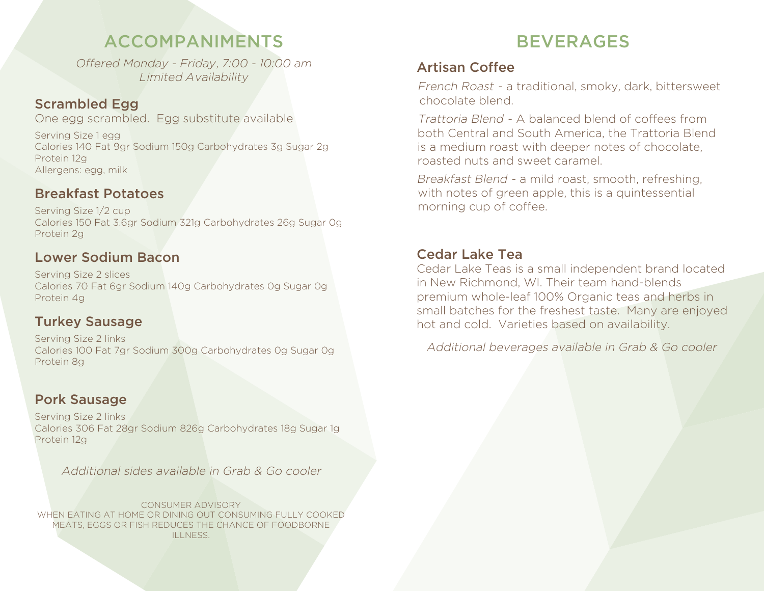## ACCOMPANIMENTS

*Offered Monday - Friday, 7:00 - 10:00 am*
*Limited Availability*

### Scrambled Egg

One egg scrambled. Egg substitute available

Serving Size 1 egg
Calories 140 Fat 9gr Sodium 150g Carbohydrates 3g Sugar 2g
Protein 12g
Allergens: egg, milk

### Breakfast Potatoes

Serving Size 1/2 cup
Calories 150 Fat 3.6gr Sodium 321g Carbohydrates 26g Sugar 0g
Protein 2g

### Lower Sodium Bacon

Serving Size 2 slices
Calories 70 Fat 6gr Sodium 140g Carbohydrates 0g Sugar 0g
Protein 4g

### Turkey Sausage

Serving Size 2 links
Calories 100 Fat 7gr Sodium 300g Carbohydrates 0g Sugar 0g
Protein 8g

### Pork Sausage

Serving Size 2 links
Calories 306 Fat 28gr Sodium 826g Carbohydrates 18g Sugar 1g
Protein 12g

*Additional sides available in Grab & Go cooler*

CONSUMER ADVISORY
WHEN EATING AT HOME OR DINING OUT CONSUMING FULLY COOKED MEATS, EGGS OR FISH REDUCES THE CHANCE OF FOODBORNE ILLNESS.

## BEVERAGES

### Artisan Coffee

*French Roast* - a traditional, smoky, dark, bittersweet chocolate blend.

*Trattoria Blend* - A balanced blend of coffees from both Central and South America, the Trattoria Blend is a medium roast with deeper notes of chocolate, roasted nuts and sweet caramel.

*Breakfast Blend* - a mild roast, smooth, refreshing, with notes of green apple, this is a quintessential morning cup of coffee.

### Cedar Lake Tea

Cedar Lake Teas is a small independent brand located in New Richmond, WI. Their team hand-blends premium whole-leaf 100% Organic teas and herbs in small batches for the freshest taste. Many are enjoyed hot and cold. Varieties based on availability.

*Additional beverages available in Grab & Go cooler*